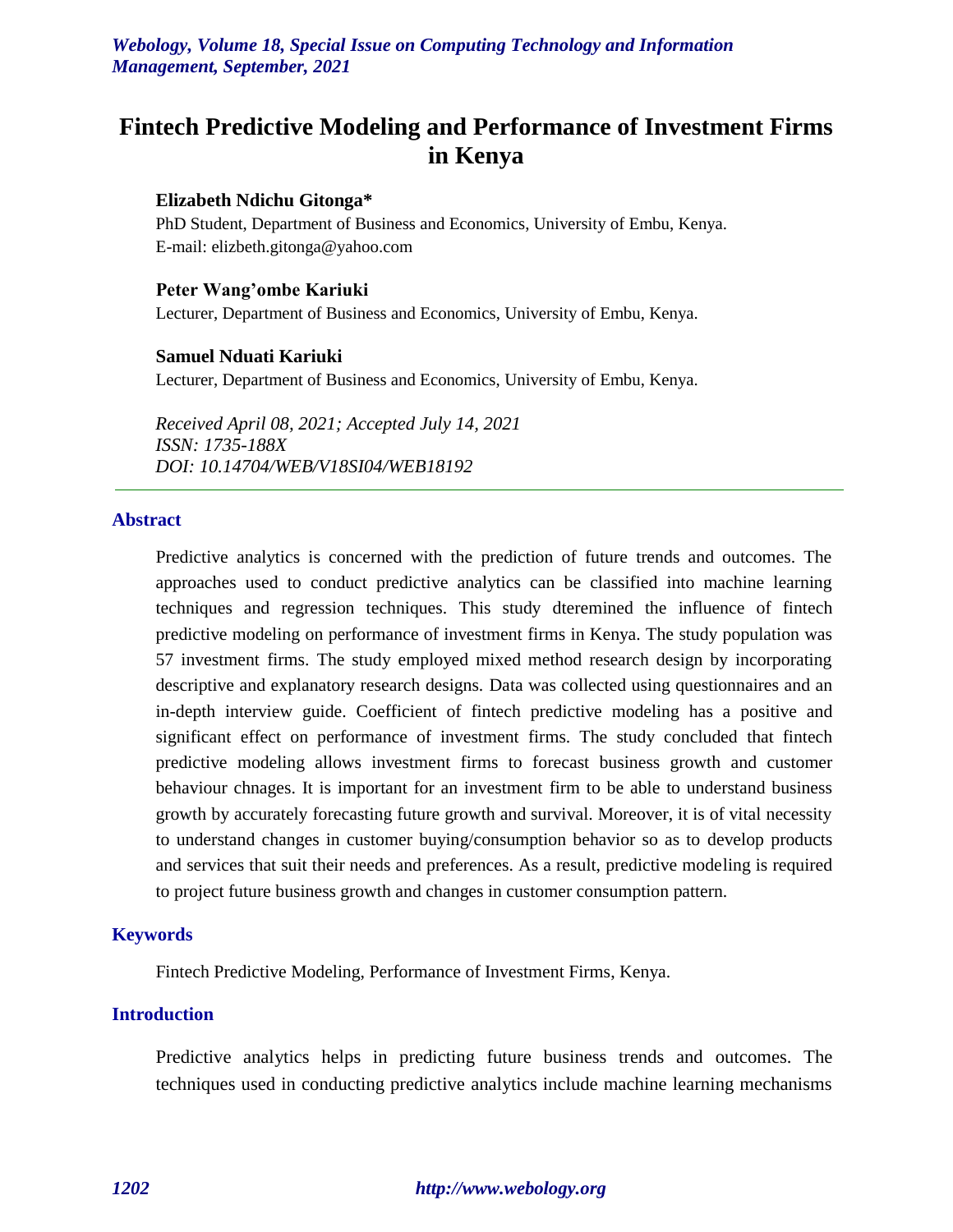# Fintech Predictive Modeling and Performance of Investment Firms in Kenya

**Elizabeth Ndichu Gitonga***

PhD Student, Department of Business and Economics, University of Embu, Kenya.
E-mail: elizbeth.gitonga@yahoo.com

**Peter Wang'ombe Kariuki**

Lecturer, Department of Business and Economics, University of Embu, Kenya.

**Samuel Nduati Kariuki**

Lecturer, Department of Business and Economics, University of Embu, Kenya.

*Received April 08, 2021; Accepted July 14, 2021*
*ISSN: 1735-188X*
*DOI: 10.14704/WEB/V18SI04/WEB18192*

## Abstract

Predictive analytics is concerned with the prediction of future trends and outcomes. The approaches used to conduct predictive analytics can be classified into machine learning techniques and regression techniques. This study dteremined the influence of fintech predictive modeling on performance of investment firms in Kenya. The study population was 57 investment firms. The study employed mixed method research design by incorporating descriptive and explanatory research designs. Data was collected using questionnaires and an in-depth interview guide. Coefficient of fintech predictive modeling has a positive and significant effect on performance of investment firms. The study concluded that fintech predictive modeling allows investment firms to forecast business growth and customer behaviour chnages. It is important for an investment firm to be able to understand business growth by accurately forecasting future growth and survival. Moreover, it is of vital necessity to understand changes in customer buying/consumption behavior so as to develop products and services that suit their needs and preferences. As a result, predictive modeling is required to project future business growth and changes in customer consumption pattern.

## Keywords

Fintech Predictive Modeling, Performance of Investment Firms, Kenya.

## Introduction

Predictive analytics helps in predicting future business trends and outcomes. The techniques used in conducting predictive analytics include machine learning mechanisms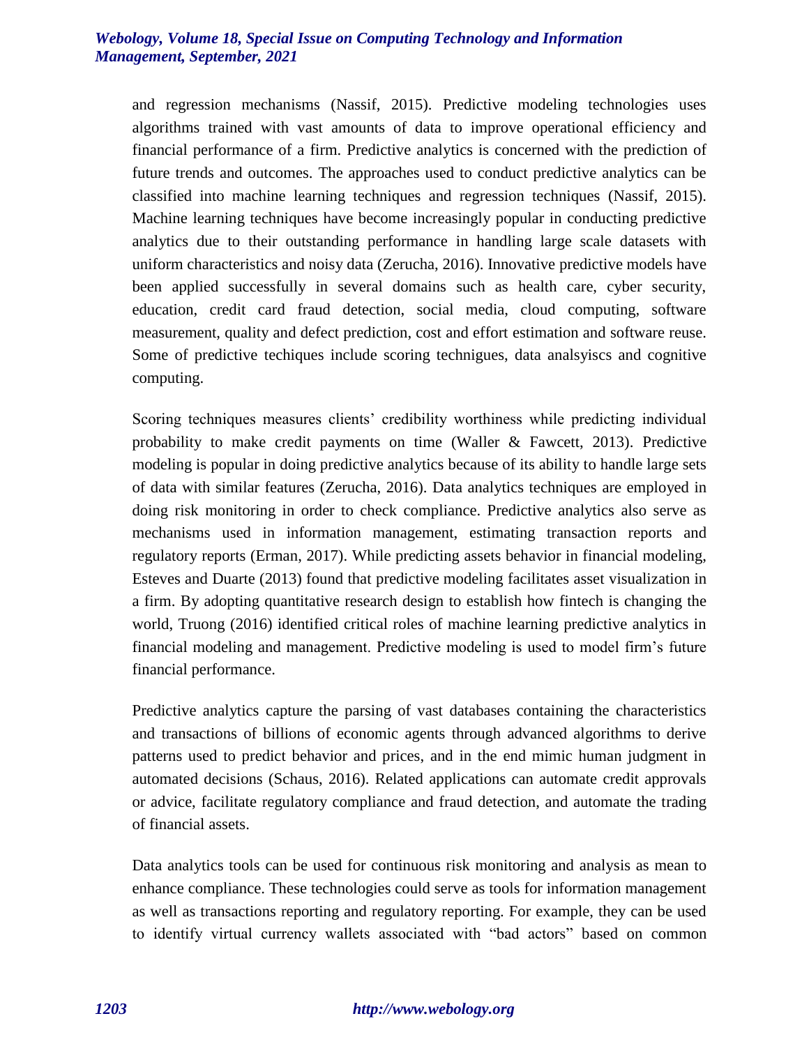and regression mechanisms (Nassif, 2015). Predictive modeling technologies uses algorithms trained with vast amounts of data to improve operational efficiency and financial performance of a firm. Predictive analytics is concerned with the prediction of future trends and outcomes. The approaches used to conduct predictive analytics can be classified into machine learning techniques and regression techniques (Nassif, 2015). Machine learning techniques have become increasingly popular in conducting predictive analytics due to their outstanding performance in handling large scale datasets with uniform characteristics and noisy data (Zerucha, 2016). Innovative predictive models have been applied successfully in several domains such as health care, cyber security, education, credit card fraud detection, social media, cloud computing, software measurement, quality and defect prediction, cost and effort estimation and software reuse. Some of predictive techiques include scoring technigues, data analsyiscs and cognitive computing.

Scoring techniques measures clients' credibility worthiness while predicting individual probability to make credit payments on time (Waller & Fawcett, 2013). Predictive modeling is popular in doing predictive analytics because of its ability to handle large sets of data with similar features (Zerucha, 2016). Data analytics techniques are employed in doing risk monitoring in order to check compliance. Predictive analytics also serve as mechanisms used in information management, estimating transaction reports and regulatory reports (Erman, 2017). While predicting assets behavior in financial modeling, Esteves and Duarte (2013) found that predictive modeling facilitates asset visualization in a firm. By adopting quantitative research design to establish how fintech is changing the world, Truong (2016) identified critical roles of machine learning predictive analytics in financial modeling and management. Predictive modeling is used to model firm's future financial performance.

Predictive analytics capture the parsing of vast databases containing the characteristics and transactions of billions of economic agents through advanced algorithms to derive patterns used to predict behavior and prices, and in the end mimic human judgment in automated decisions (Schaus, 2016). Related applications can automate credit approvals or advice, facilitate regulatory compliance and fraud detection, and automate the trading of financial assets.

Data analytics tools can be used for continuous risk monitoring and analysis as mean to enhance compliance. These technologies could serve as tools for information management as well as transactions reporting and regulatory reporting. For example, they can be used to identify virtual currency wallets associated with "bad actors" based on common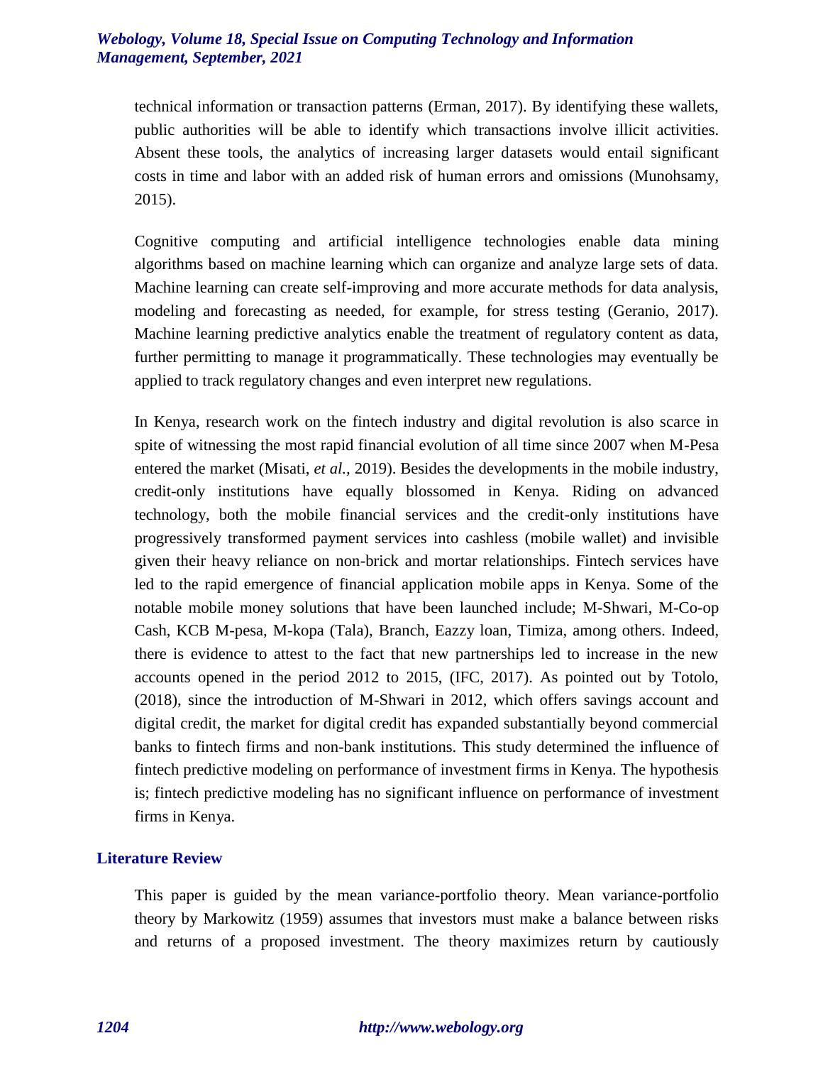technical information or transaction patterns (Erman, 2017). By identifying these wallets, public authorities will be able to identify which transactions involve illicit activities. Absent these tools, the analytics of increasing larger datasets would entail significant costs in time and labor with an added risk of human errors and omissions (Munohsamy, 2015).

Cognitive computing and artificial intelligence technologies enable data mining algorithms based on machine learning which can organize and analyze large sets of data. Machine learning can create self-improving and more accurate methods for data analysis, modeling and forecasting as needed, for example, for stress testing (Geranio, 2017). Machine learning predictive analytics enable the treatment of regulatory content as data, further permitting to manage it programmatically. These technologies may eventually be applied to track regulatory changes and even interpret new regulations.

In Kenya, research work on the fintech industry and digital revolution is also scarce in spite of witnessing the most rapid financial evolution of all time since 2007 when M-Pesa entered the market (Misati, *et al.,* 2019). Besides the developments in the mobile industry, credit-only institutions have equally blossomed in Kenya. Riding on advanced technology, both the mobile financial services and the credit-only institutions have progressively transformed payment services into cashless (mobile wallet) and invisible given their heavy reliance on non-brick and mortar relationships. Fintech services have led to the rapid emergence of financial application mobile apps in Kenya. Some of the notable mobile money solutions that have been launched include; M-Shwari, M-Co-op Cash, KCB M-pesa, M-kopa (Tala), Branch, Eazzy loan, Timiza, among others. Indeed, there is evidence to attest to the fact that new partnerships led to increase in the new accounts opened in the period 2012 to 2015, (IFC, 2017). As pointed out by Totolo, (2018), since the introduction of M-Shwari in 2012, which offers savings account and digital credit, the market for digital credit has expanded substantially beyond commercial banks to fintech firms and non-bank institutions. This study determined the influence of fintech predictive modeling on performance of investment firms in Kenya. The hypothesis is; fintech predictive modeling has no significant influence on performance of investment firms in Kenya.

## Literature Review

This paper is guided by the mean variance-portfolio theory. Mean variance-portfolio theory by Markowitz (1959) assumes that investors must make a balance between risks and returns of a proposed investment. The theory maximizes return by cautiously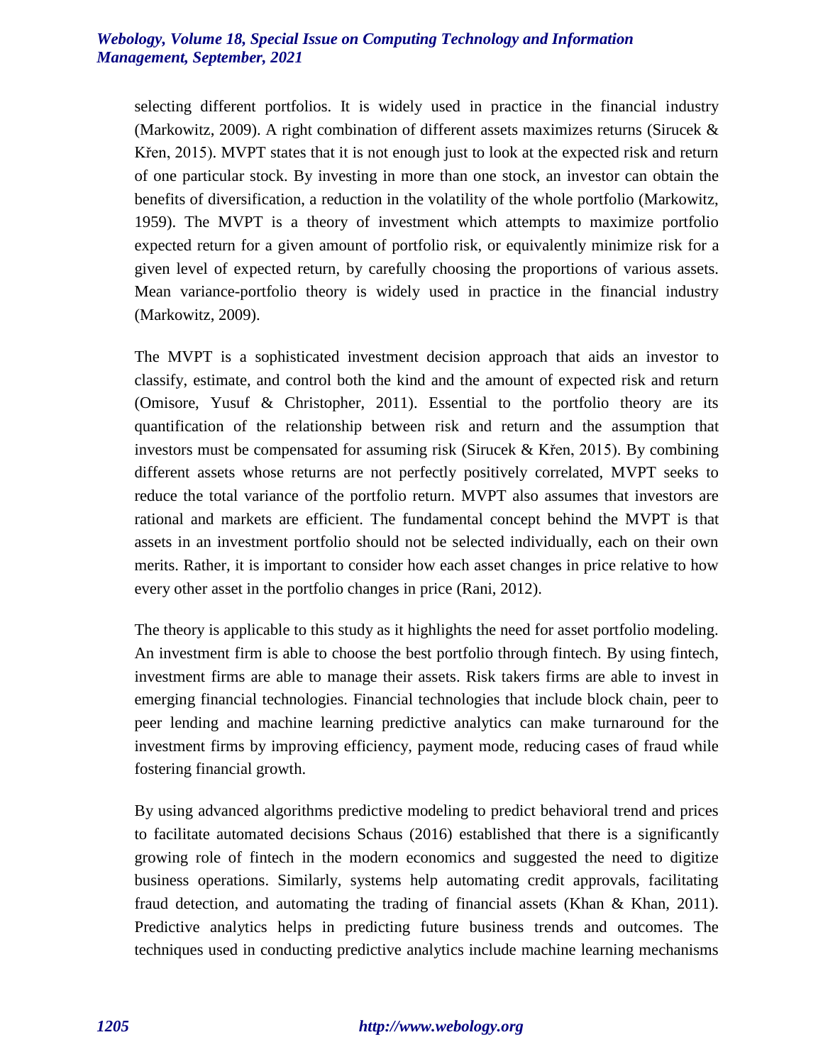selecting different portfolios. It is widely used in practice in the financial industry (Markowitz, 2009). A right combination of different assets maximizes returns (Sirucek & Křen, 2015). MVPT states that it is not enough just to look at the expected risk and return of one particular stock. By investing in more than one stock, an investor can obtain the benefits of diversification, a reduction in the volatility of the whole portfolio (Markowitz, 1959). The MVPT is a theory of investment which attempts to maximize portfolio expected return for a given amount of portfolio risk, or equivalently minimize risk for a given level of expected return, by carefully choosing the proportions of various assets. Mean variance-portfolio theory is widely used in practice in the financial industry (Markowitz, 2009).

The MVPT is a sophisticated investment decision approach that aids an investor to classify, estimate, and control both the kind and the amount of expected risk and return (Omisore, Yusuf & Christopher, 2011). Essential to the portfolio theory are its quantification of the relationship between risk and return and the assumption that investors must be compensated for assuming risk (Sirucek & Křen, 2015). By combining different assets whose returns are not perfectly positively correlated, MVPT seeks to reduce the total variance of the portfolio return. MVPT also assumes that investors are rational and markets are efficient. The fundamental concept behind the MVPT is that assets in an investment portfolio should not be selected individually, each on their own merits. Rather, it is important to consider how each asset changes in price relative to how every other asset in the portfolio changes in price (Rani, 2012).

The theory is applicable to this study as it highlights the need for asset portfolio modeling. An investment firm is able to choose the best portfolio through fintech. By using fintech, investment firms are able to manage their assets. Risk takers firms are able to invest in emerging financial technologies. Financial technologies that include block chain, peer to peer lending and machine learning predictive analytics can make turnaround for the investment firms by improving efficiency, payment mode, reducing cases of fraud while fostering financial growth.

By using advanced algorithms predictive modeling to predict behavioral trend and prices to facilitate automated decisions Schaus (2016) established that there is a significantly growing role of fintech in the modern economics and suggested the need to digitize business operations. Similarly, systems help automating credit approvals, facilitating fraud detection, and automating the trading of financial assets (Khan & Khan, 2011). Predictive analytics helps in predicting future business trends and outcomes. The techniques used in conducting predictive analytics include machine learning mechanisms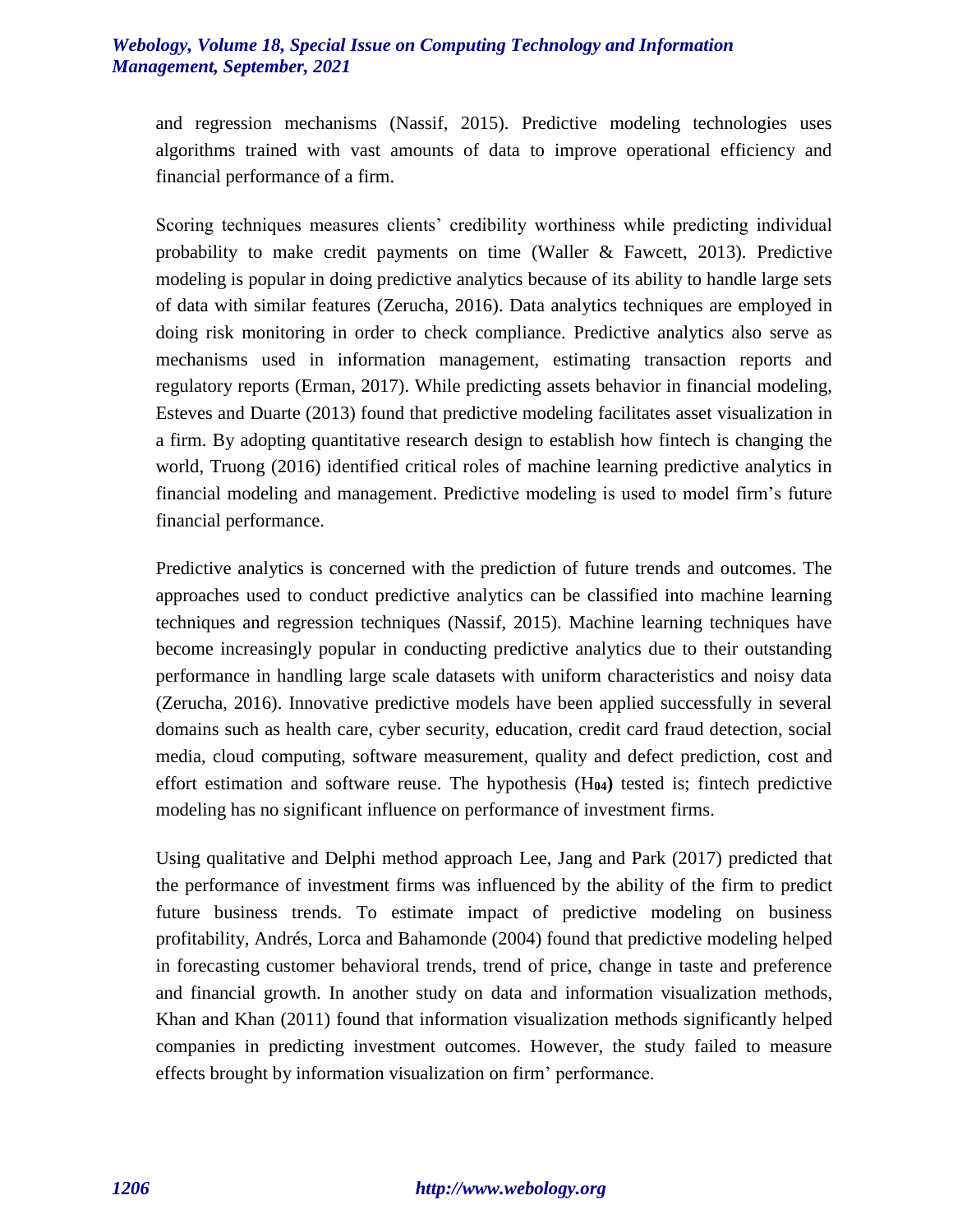and regression mechanisms (Nassif, 2015). Predictive modeling technologies uses algorithms trained with vast amounts of data to improve operational efficiency and financial performance of a firm.

Scoring techniques measures clients' credibility worthiness while predicting individual probability to make credit payments on time (Waller & Fawcett, 2013). Predictive modeling is popular in doing predictive analytics because of its ability to handle large sets of data with similar features (Zerucha, 2016). Data analytics techniques are employed in doing risk monitoring in order to check compliance. Predictive analytics also serve as mechanisms used in information management, estimating transaction reports and regulatory reports (Erman, 2017). While predicting assets behavior in financial modeling, Esteves and Duarte (2013) found that predictive modeling facilitates asset visualization in a firm. By adopting quantitative research design to establish how fintech is changing the world, Truong (2016) identified critical roles of machine learning predictive analytics in financial modeling and management. Predictive modeling is used to model firm's future financial performance.

Predictive analytics is concerned with the prediction of future trends and outcomes. The approaches used to conduct predictive analytics can be classified into machine learning techniques and regression techniques (Nassif, 2015). Machine learning techniques have become increasingly popular in conducting predictive analytics due to their outstanding performance in handling large scale datasets with uniform characteristics and noisy data (Zerucha, 2016). Innovative predictive models have been applied successfully in several domains such as health care, cyber security, education, credit card fraud detection, social media, cloud computing, software measurement, quality and defect prediction, cost and effort estimation and software reuse. The hypothesis ($H_{04}$**)** tested is; fintech predictive modeling has no significant influence on performance of investment firms.

Using qualitative and Delphi method approach Lee, Jang and Park (2017) predicted that the performance of investment firms was influenced by the ability of the firm to predict future business trends. To estimate impact of predictive modeling on business profitability, Andrés, Lorca and Bahamonde (2004) found that predictive modeling helped in forecasting customer behavioral trends, trend of price, change in taste and preference and financial growth. In another study on data and information visualization methods, Khan and Khan (2011) found that information visualization methods significantly helped companies in predicting investment outcomes. However, the study failed to measure effects brought by information visualization on firm' performance.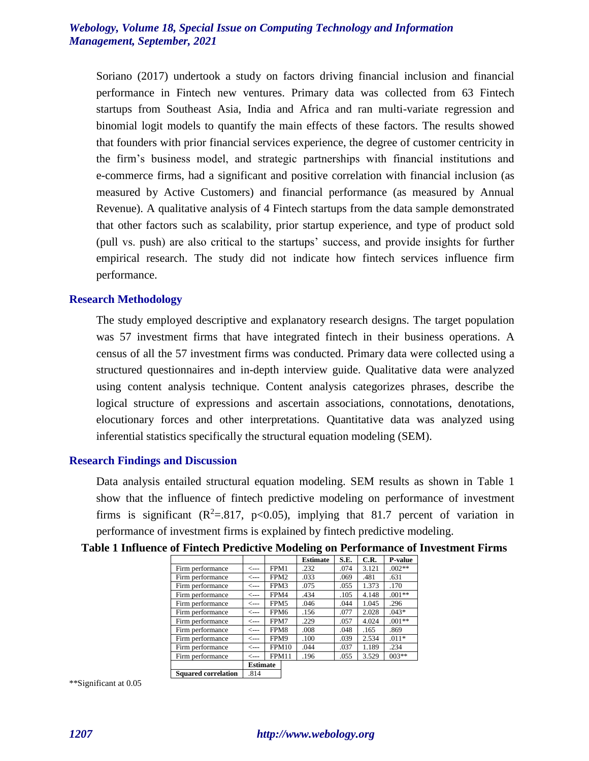Soriano (2017) undertook a study on factors driving financial inclusion and financial performance in Fintech new ventures. Primary data was collected from 63 Fintech startups from Southeast Asia, India and Africa and ran multi-variate regression and binomial logit models to quantify the main effects of these factors. The results showed that founders with prior financial services experience, the degree of customer centricity in the firm's business model, and strategic partnerships with financial institutions and e-commerce firms, had a significant and positive correlation with financial inclusion (as measured by Active Customers) and financial performance (as measured by Annual Revenue). A qualitative analysis of 4 Fintech startups from the data sample demonstrated that other factors such as scalability, prior startup experience, and type of product sold (pull vs. push) are also critical to the startups' success, and provide insights for further empirical research. The study did not indicate how fintech services influence firm performance.

## Research Methodology

The study employed descriptive and explanatory research designs. The target population was 57 investment firms that have integrated fintech in their business operations. A census of all the 57 investment firms was conducted. Primary data were collected using a structured questionnaires and in-depth interview guide. Qualitative data were analyzed using content analysis technique. Content analysis categorizes phrases, describe the logical structure of expressions and ascertain associations, connotations, denotations, elocutionary forces and other interpretations. Quantitative data was analyzed using inferential statistics specifically the structural equation modeling (SEM).

## Research Findings and Discussion

Data analysis entailed structural equation modeling. SEM results as shown in Table 1 show that the influence of fintech predictive modeling on performance of investment firms is significant ($R^2$=.817, $p<0.05$), implying that 81.7 percent of variation in performance of investment firms is explained by fintech predictive modeling.

**Table 1 Influence of Fintech Predictive Modeling on Performance of Investment Firms**

| | | | Estimate | S.E. | C.R. | P-value |
|---|---|---|---|---|---|---|
| Firm performance | <--- | FPM1 | .232 | .074 | 3.121 | .002** |
| Firm performance | <--- | FPM2 | .033 | .069 | .481 | .631 |
| Firm performance | <--- | FPM3 | .075 | .055 | 1.373 | .170 |
| Firm performance | <--- | FPM4 | .434 | .105 | 4.148 | .001** |
| Firm performance | <--- | FPM5 | .046 | .044 | 1.045 | .296 |
| Firm performance | <--- | FPM6 | .156 | .077 | 2.028 | .043* |
| Firm performance | <--- | FPM7 | .229 | .057 | 4.024 | .001** |
| Firm performance | <--- | FPM8 | .008 | .048 | .165 | .869 |
| Firm performance | <--- | FPM9 | .100 | .039 | 2.534 | .011* |
| Firm performance | <--- | FPM10 | .044 | .037 | 1.189 | .234 |
| Firm performance | <--- | FPM11 | .196 | .055 | 3.529 | 003** |
| | Estimate | | | | | |
| **Squared correlation** | .814 | | | | | |

**Significant at 0.05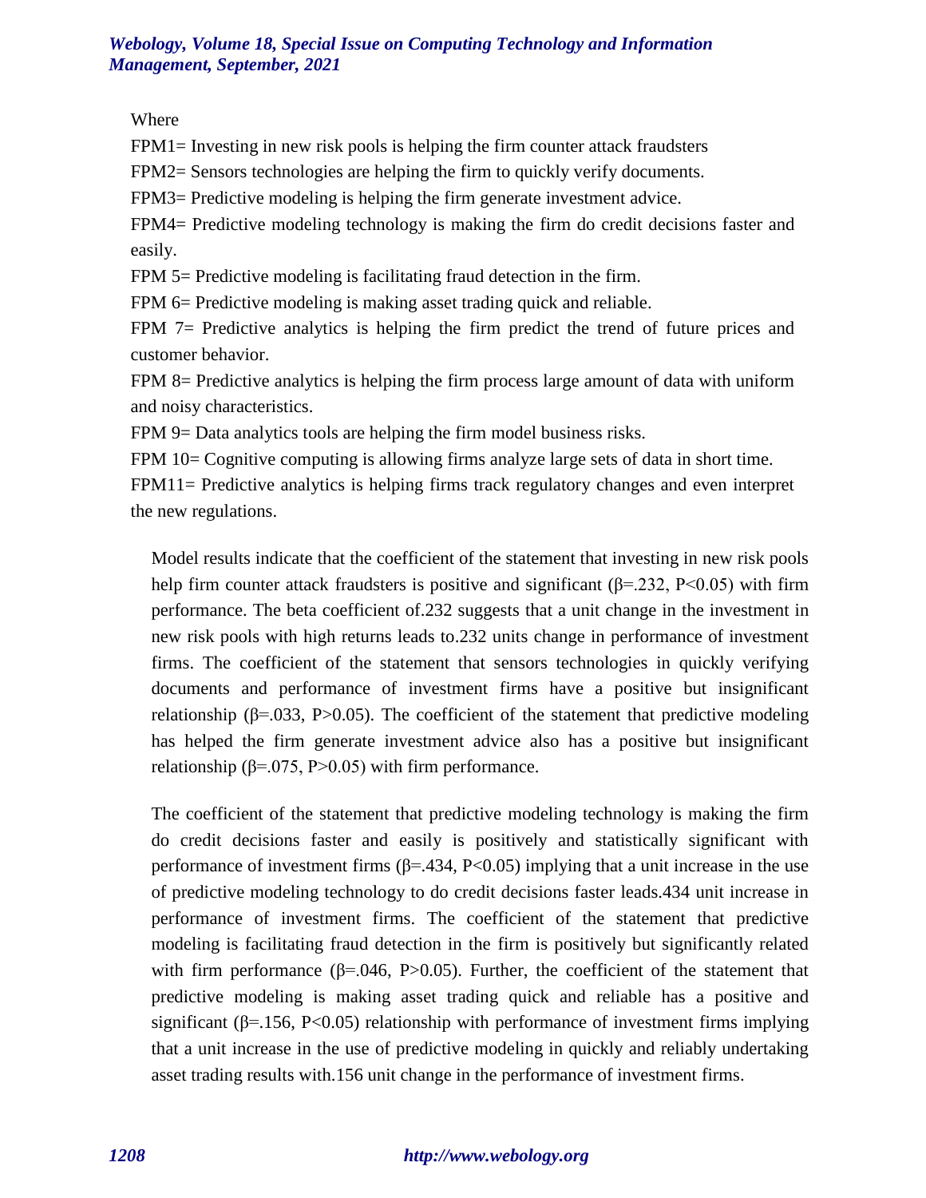Where

FPM1= Investing in new risk pools is helping the firm counter attack fraudsters

FPM2= Sensors technologies are helping the firm to quickly verify documents.

FPM3= Predictive modeling is helping the firm generate investment advice.

FPM4= Predictive modeling technology is making the firm do credit decisions faster and easily.

FPM 5= Predictive modeling is facilitating fraud detection in the firm.

FPM 6= Predictive modeling is making asset trading quick and reliable.

FPM 7= Predictive analytics is helping the firm predict the trend of future prices and customer behavior.

FPM 8= Predictive analytics is helping the firm process large amount of data with uniform and noisy characteristics.

FPM 9= Data analytics tools are helping the firm model business risks.

FPM 10= Cognitive computing is allowing firms analyze large sets of data in short time.

FPM11= Predictive analytics is helping firms track regulatory changes and even interpret the new regulations.

Model results indicate that the coefficient of the statement that investing in new risk pools help firm counter attack fraudsters is positive and significant ($\beta$=.232, $P<0.05$) with firm performance. The beta coefficient of.232 suggests that a unit change in the investment in new risk pools with high returns leads to.232 units change in performance of investment firms. The coefficient of the statement that sensors technologies in quickly verifying documents and performance of investment firms have a positive but insignificant relationship ($\beta$=.033, $P>0.05$). The coefficient of the statement that predictive modeling has helped the firm generate investment advice also has a positive but insignificant relationship ($\beta$=.075, $P>0.05$) with firm performance.

The coefficient of the statement that predictive modeling technology is making the firm do credit decisions faster and easily is positively and statistically significant with performance of investment firms ($\beta$=.434, $P<0.05$) implying that a unit increase in the use of predictive modeling technology to do credit decisions faster leads.434 unit increase in performance of investment firms. The coefficient of the statement that predictive modeling is facilitating fraud detection in the firm is positively but significantly related with firm performance ($\beta$=.046, $P>0.05$). Further, the coefficient of the statement that predictive modeling is making asset trading quick and reliable has a positive and significant ($\beta$=.156, $P<0.05$) relationship with performance of investment firms implying that a unit increase in the use of predictive modeling in quickly and reliably undertaking asset trading results with.156 unit change in the performance of investment firms.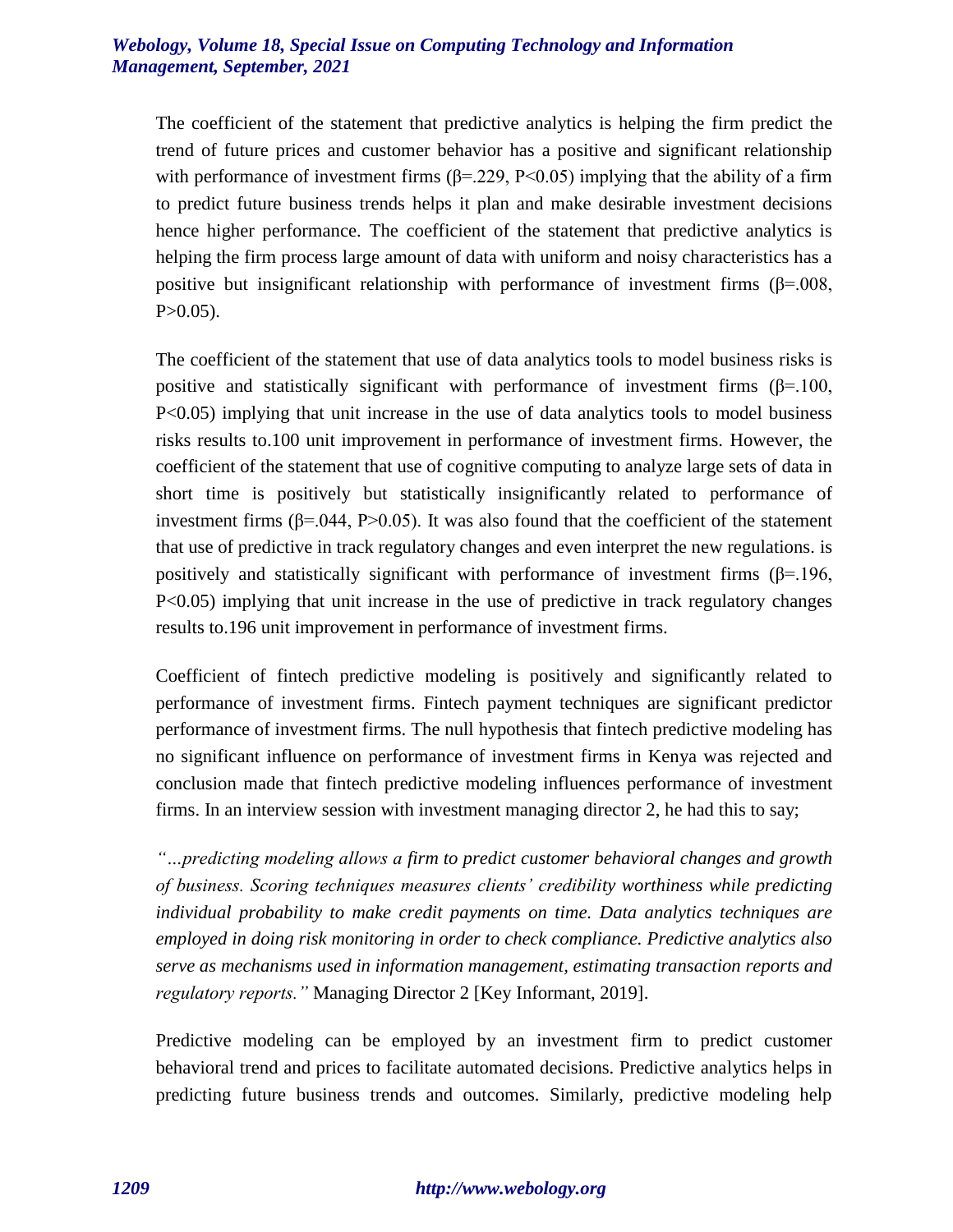The coefficient of the statement that predictive analytics is helping the firm predict the trend of future prices and customer behavior has a positive and significant relationship with performance of investment firms ($\beta$=.229, $P<0.05$) implying that the ability of a firm to predict future business trends helps it plan and make desirable investment decisions hence higher performance. The coefficient of the statement that predictive analytics is helping the firm process large amount of data with uniform and noisy characteristics has a positive but insignificant relationship with performance of investment firms ($\beta$=.008, $P>0.05$).

The coefficient of the statement that use of data analytics tools to model business risks is positive and statistically significant with performance of investment firms ($\beta$=.100, $P<0.05$) implying that unit increase in the use of data analytics tools to model business risks results to.100 unit improvement in performance of investment firms. However, the coefficient of the statement that use of cognitive computing to analyze large sets of data in short time is positively but statistically insignificantly related to performance of investment firms ($\beta$=.044, $P>0.05$). It was also found that the coefficient of the statement that use of predictive in track regulatory changes and even interpret the new regulations. is positively and statistically significant with performance of investment firms ($\beta$=.196, $P<0.05$) implying that unit increase in the use of predictive in track regulatory changes results to.196 unit improvement in performance of investment firms.

Coefficient of fintech predictive modeling is positively and significantly related to performance of investment firms. Fintech payment techniques are significant predictor performance of investment firms. The null hypothesis that fintech predictive modeling has no significant influence on performance of investment firms in Kenya was rejected and conclusion made that fintech predictive modeling influences performance of investment firms. In an interview session with investment managing director 2, he had this to say;

*"…predicting modeling allows a firm to predict customer behavioral changes and growth of business. Scoring techniques measures clients' credibility worthiness while predicting individual probability to make credit payments on time. Data analytics techniques are employed in doing risk monitoring in order to check compliance. Predictive analytics also serve as mechanisms used in information management, estimating transaction reports and regulatory reports."* Managing Director 2 [Key Informant, 2019].

Predictive modeling can be employed by an investment firm to predict customer behavioral trend and prices to facilitate automated decisions. Predictive analytics helps in predicting future business trends and outcomes. Similarly, predictive modeling help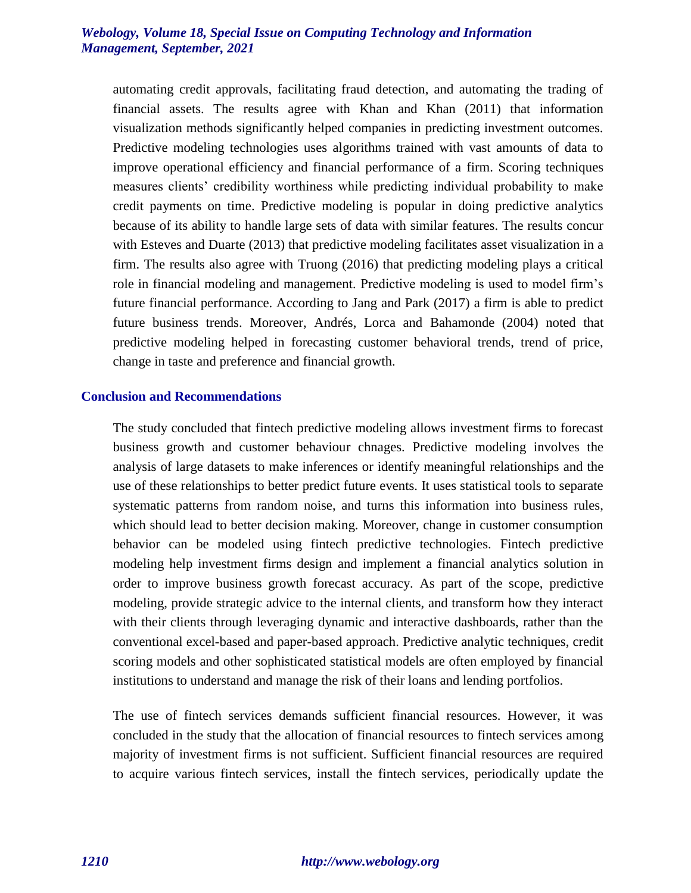automating credit approvals, facilitating fraud detection, and automating the trading of financial assets. The results agree with Khan and Khan (2011) that information visualization methods significantly helped companies in predicting investment outcomes. Predictive modeling technologies uses algorithms trained with vast amounts of data to improve operational efficiency and financial performance of a firm. Scoring techniques measures clients' credibility worthiness while predicting individual probability to make credit payments on time. Predictive modeling is popular in doing predictive analytics because of its ability to handle large sets of data with similar features. The results concur with Esteves and Duarte (2013) that predictive modeling facilitates asset visualization in a firm. The results also agree with Truong (2016) that predicting modeling plays a critical role in financial modeling and management. Predictive modeling is used to model firm's future financial performance. According to Jang and Park (2017) a firm is able to predict future business trends. Moreover, Andrés, Lorca and Bahamonde (2004) noted that predictive modeling helped in forecasting customer behavioral trends, trend of price, change in taste and preference and financial growth.

## Conclusion and Recommendations

The study concluded that fintech predictive modeling allows investment firms to forecast business growth and customer behaviour chnages. Predictive modeling involves the analysis of large datasets to make inferences or identify meaningful relationships and the use of these relationships to better predict future events. It uses statistical tools to separate systematic patterns from random noise, and turns this information into business rules, which should lead to better decision making. Moreover, change in customer consumption behavior can be modeled using fintech predictive technologies. Fintech predictive modeling help investment firms design and implement a financial analytics solution in order to improve business growth forecast accuracy. As part of the scope, predictive modeling, provide strategic advice to the internal clients, and transform how they interact with their clients through leveraging dynamic and interactive dashboards, rather than the conventional excel-based and paper-based approach. Predictive analytic techniques, credit scoring models and other sophisticated statistical models are often employed by financial institutions to understand and manage the risk of their loans and lending portfolios.

The use of fintech services demands sufficient financial resources. However, it was concluded in the study that the allocation of financial resources to fintech services among majority of investment firms is not sufficient. Sufficient financial resources are required to acquire various fintech services, install the fintech services, periodically update the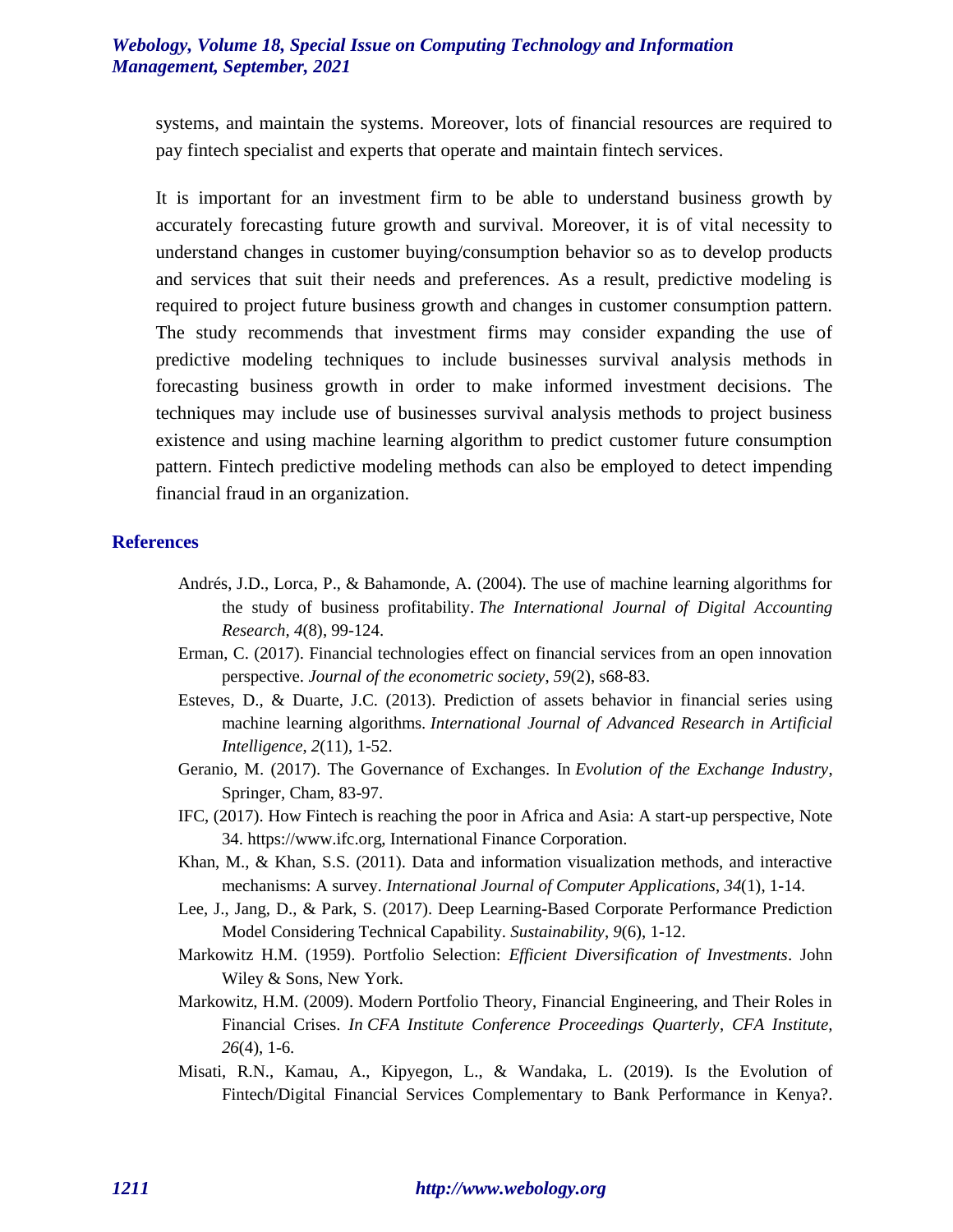systems, and maintain the systems. Moreover, lots of financial resources are required to pay fintech specialist and experts that operate and maintain fintech services.

It is important for an investment firm to be able to understand business growth by accurately forecasting future growth and survival. Moreover, it is of vital necessity to understand changes in customer buying/consumption behavior so as to develop products and services that suit their needs and preferences. As a result, predictive modeling is required to project future business growth and changes in customer consumption pattern. The study recommends that investment firms may consider expanding the use of predictive modeling techniques to include businesses survival analysis methods in forecasting business growth in order to make informed investment decisions. The techniques may include use of businesses survival analysis methods to project business existence and using machine learning algorithm to predict customer future consumption pattern. Fintech predictive modeling methods can also be employed to detect impending financial fraud in an organization.

## References

Andrés, J.D., Lorca, P., & Bahamonde, A. (2004). The use of machine learning algorithms for the study of business profitability. *The International Journal of Digital Accounting Research*, *4*(8), 99-124.

Erman, C. (2017). Financial technologies effect on financial services from an open innovation perspective. *Journal of the econometric society*, *59*(2), s68-83.

Esteves, D., & Duarte, J.C. (2013). Prediction of assets behavior in financial series using machine learning algorithms. *International Journal of Advanced Research in Artificial Intelligence*, *2*(11), 1-52.

Geranio, M. (2017). The Governance of Exchanges. In *Evolution of the Exchange Industry*, Springer, Cham, 83-97.

IFC, (2017). How Fintech is reaching the poor in Africa and Asia: A start-up perspective, Note 34. https://www.ifc.org, International Finance Corporation.

Khan, M., & Khan, S.S. (2011). Data and information visualization methods, and interactive mechanisms: A survey. *International Journal of Computer Applications*, *34*(1), 1-14.

Lee, J., Jang, D., & Park, S. (2017). Deep Learning-Based Corporate Performance Prediction Model Considering Technical Capability. *Sustainability*, *9*(6), 1-12.

Markowitz H.M. (1959). Portfolio Selection: *Efficient Diversification of Investments*. John Wiley & Sons, New York.

Markowitz, H.M. (2009). Modern Portfolio Theory, Financial Engineering, and Their Roles in Financial Crises. *In CFA Institute Conference Proceedings Quarterly*, *CFA Institute, 26*(4), 1-6.

Misati, R.N., Kamau, A., Kipyegon, L., & Wandaka, L. (2019). Is the Evolution of Fintech/Digital Financial Services Complementary to Bank Performance in Kenya?.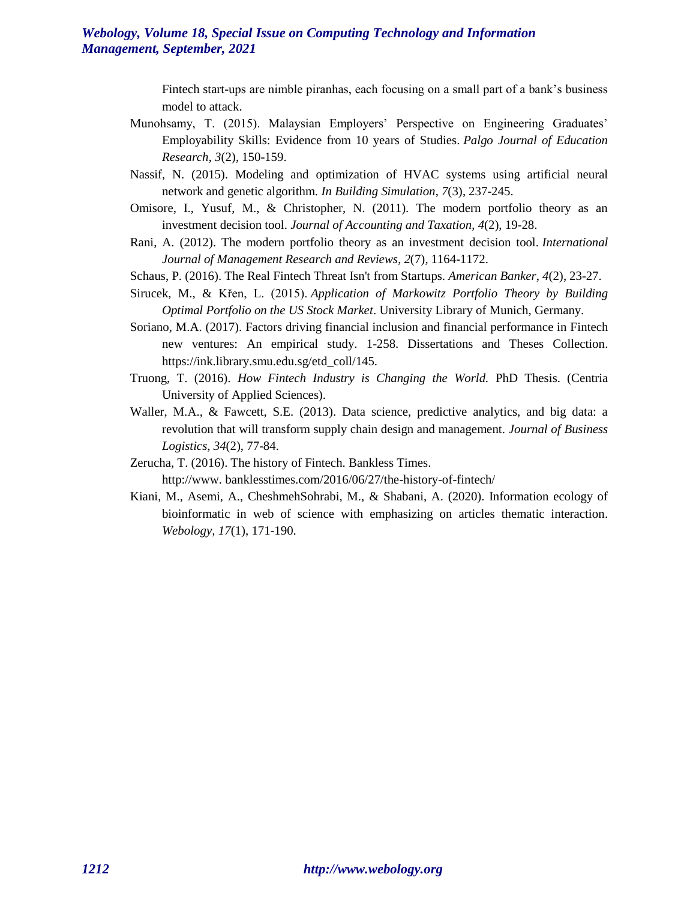Fintech start-ups are nimble piranhas, each focusing on a small part of a bank's business model to attack.

Munohsamy, T. (2015). Malaysian Employers' Perspective on Engineering Graduates' Employability Skills: Evidence from 10 years of Studies. *Palgo Journal of Education Research*, *3*(2), 150-159.

Nassif, N. (2015). Modeling and optimization of HVAC systems using artificial neural network and genetic algorithm. *In Building Simulation*, *7*(3), 237-245.

Omisore, I., Yusuf, M., & Christopher, N. (2011). The modern portfolio theory as an investment decision tool. *Journal of Accounting and Taxation*, *4*(2), 19-28.

Rani, A. (2012). The modern portfolio theory as an investment decision tool. *International Journal of Management Research and Reviews*, *2*(7), 1164-1172.

Schaus, P. (2016). The Real Fintech Threat Isn't from Startups. *American Banker*, *4*(2), 23-27.

Sirucek, M., & Křen, L. (2015). *Application of Markowitz Portfolio Theory by Building Optimal Portfolio on the US Stock Market*. University Library of Munich, Germany.

Soriano, M.A. (2017). Factors driving financial inclusion and financial performance in Fintech new ventures: An empirical study. 1-258. Dissertations and Theses Collection. https://ink.library.smu.edu.sg/etd_coll/145.

Truong, T. (2016). *How Fintech Industry is Changing the World.* PhD Thesis. (Centria University of Applied Sciences).

Waller, M.A., & Fawcett, S.E. (2013). Data science, predictive analytics, and big data: a revolution that will transform supply chain design and management. *Journal of Business Logistics*, *34*(2), 77-84.

Zerucha, T. (2016). The history of Fintech. Bankless Times. http://www. banklesstimes.com/2016/06/27/the-history-of-fintech/

Kiani, M., Asemi, A., CheshmehSohrabi, M., & Shabani, A. (2020). Information ecology of bioinformatic in web of science with emphasizing on articles thematic interaction. *Webology, 17*(1), 171-190.